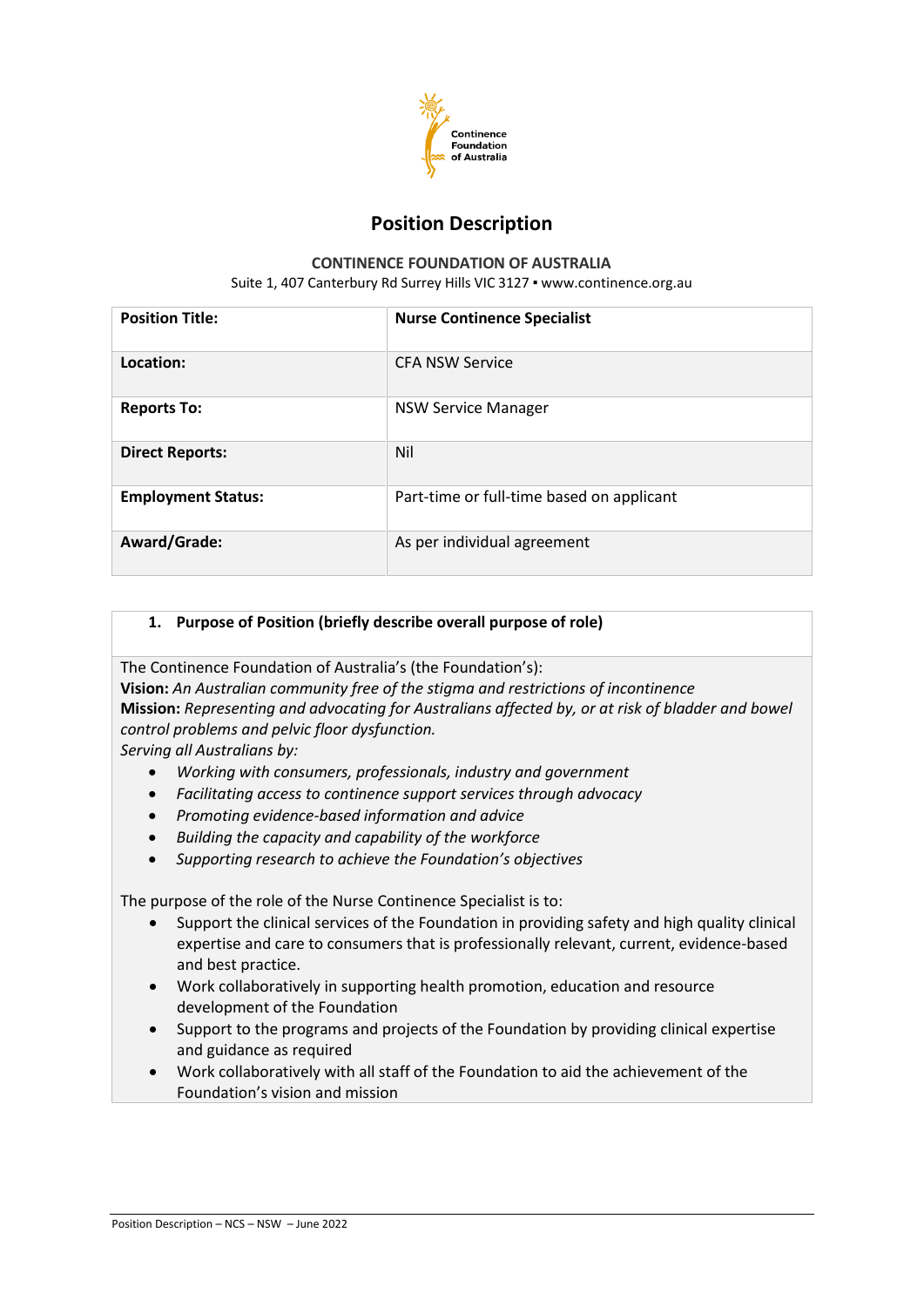# Position Description

**CONTINENCE FOUNDATION OF AUSTRALIA**

Suite 1, 407 Canterbury Rd Surrey Hills VIC 3127 ▪ www.continence.org.au

| **Position Title:** | **Nurse Continence Specialist** |
|---|---|
| **Location:** | CFA NSW Service |
| **Reports To:** | NSW Service Manager |
| **Direct Reports:** | Nil |
| **Employment Status:** | Part-time or full-time based on applicant |
| **Award/Grade:** | As per individual agreement |

## 1. Purpose of Position (briefly describe overall purpose of role)

The Continence Foundation of Australia's (the Foundation's):

**Vision:** *An Australian community free of the stigma and restrictions of incontinence*

**Mission:** *Representing and advocating for Australians affected by, or at risk of bladder and bowel control problems and pelvic floor dysfunction.*

*Serving all Australians by:*

- *Working with consumers, professionals, industry and government*
- *Facilitating access to continence support services through advocacy*
- *Promoting evidence-based information and advice*
- *Building the capacity and capability of the workforce*
- *Supporting research to achieve the Foundation's objectives*

The purpose of the role of the Nurse Continence Specialist is to:

- Support the clinical services of the Foundation in providing safety and high quality clinical expertise and care to consumers that is professionally relevant, current, evidence-based and best practice.
- Work collaboratively in supporting health promotion, education and resource development of the Foundation
- Support to the programs and projects of the Foundation by providing clinical expertise and guidance as required
- Work collaboratively with all staff of the Foundation to aid the achievement of the Foundation's vision and mission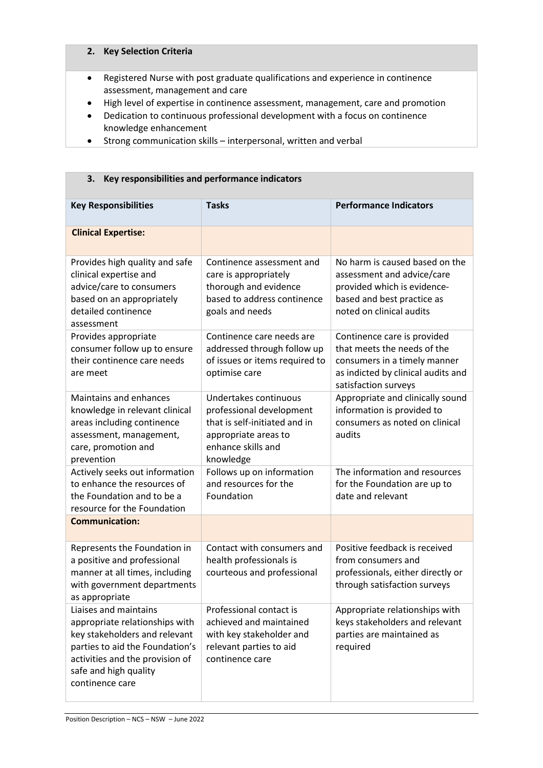## 2. Key Selection Criteria

- Registered Nurse with post graduate qualifications and experience in continence assessment, management and care
- High level of expertise in continence assessment, management, care and promotion
- Dedication to continuous professional development with a focus on continence knowledge enhancement
- Strong communication skills – interpersonal, written and verbal

## 3. Key responsibilities and performance indicators

| Key Responsibilities | Tasks | Performance Indicators |
|---|---|---|
| **Clinical Expertise:** | | |
| Provides high quality and safe clinical expertise and advice/care to consumers based on an appropriately detailed continence assessment | Continence assessment and care is appropriately thorough and evidence based to address continence goals and needs | No harm is caused based on the assessment and advice/care provided which is evidence-based and best practice as noted on clinical audits |
| Provides appropriate consumer follow up to ensure their continence care needs are meet | Continence care needs are addressed through follow up of issues or items required to optimise care | Continence care is provided that meets the needs of the consumers in a timely manner as indicted by clinical audits and satisfaction surveys |
| Maintains and enhances knowledge in relevant clinical areas including continence assessment, management, care, promotion and prevention | Undertakes continuous professional development that is self-initiated and in appropriate areas to enhance skills and knowledge | Appropriate and clinically sound information is provided to consumers as noted on clinical audits |
| Actively seeks out information to enhance the resources of the Foundation and to be a resource for the Foundation | Follows up on information and resources for the Foundation | The information and resources for the Foundation are up to date and relevant |
| **Communication:** | | |
| Represents the Foundation in a positive and professional manner at all times, including with government departments as appropriate | Contact with consumers and health professionals is courteous and professional | Positive feedback is received from consumers and professionals, either directly or through satisfaction surveys |
| Liaises and maintains appropriate relationships with key stakeholders and relevant parties to aid the Foundation's activities and the provision of safe and high quality continence care | Professional contact is achieved and maintained with key stakeholder and relevant parties to aid continence care | Appropriate relationships with keys stakeholders and relevant parties are maintained as required |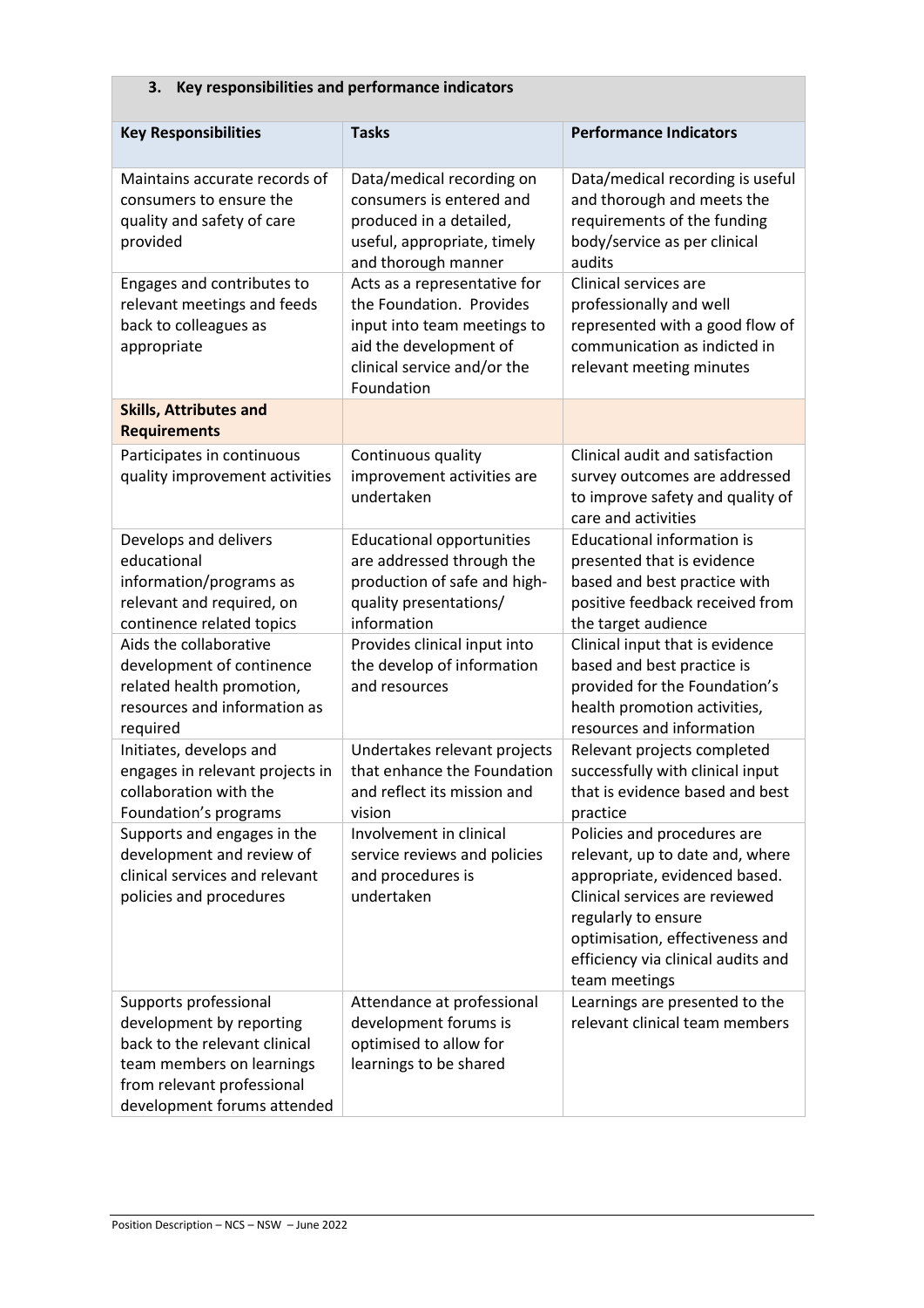## 3. Key responsibilities and performance indicators

| Key Responsibilities | Tasks | Performance Indicators |
|---|---|---|
| Maintains accurate records of consumers to ensure the quality and safety of care provided | Data/medical recording on consumers is entered and produced in a detailed, useful, appropriate, timely and thorough manner | Data/medical recording is useful and thorough and meets the requirements of the funding body/service as per clinical audits |
| Engages and contributes to relevant meetings and feeds back to colleagues as appropriate | Acts as a representative for the Foundation. Provides input into team meetings to aid the development of clinical service and/or the Foundation | Clinical services are professionally and well represented with a good flow of communication as indicted in relevant meeting minutes |
| **Skills, Attributes and Requirements** | | |
| Participates in continuous quality improvement activities | Continuous quality improvement activities are undertaken | Clinical audit and satisfaction survey outcomes are addressed to improve safety and quality of care and activities |
| Develops and delivers educational information/programs as relevant and required, on continence related topics | Educational opportunities are addressed through the production of safe and high-quality presentations/ information | Educational information is presented that is evidence based and best practice with positive feedback received from the target audience |
| Aids the collaborative development of continence related health promotion, resources and information as required | Provides clinical input into the develop of information and resources | Clinical input that is evidence based and best practice is provided for the Foundation's health promotion activities, resources and information |
| Initiates, develops and engages in relevant projects in collaboration with the Foundation's programs | Undertakes relevant projects that enhance the Foundation and reflect its mission and vision | Relevant projects completed successfully with clinical input that is evidence based and best practice |
| Supports and engages in the development and review of clinical services and relevant policies and procedures | Involvement in clinical service reviews and policies and procedures is undertaken | Policies and procedures are relevant, up to date and, where appropriate, evidenced based. Clinical services are reviewed regularly to ensure optimisation, effectiveness and efficiency via clinical audits and team meetings |
| Supports professional development by reporting back to the relevant clinical team members on learnings from relevant professional development forums attended | Attendance at professional development forums is optimised to allow for learnings to be shared | Learnings are presented to the relevant clinical team members |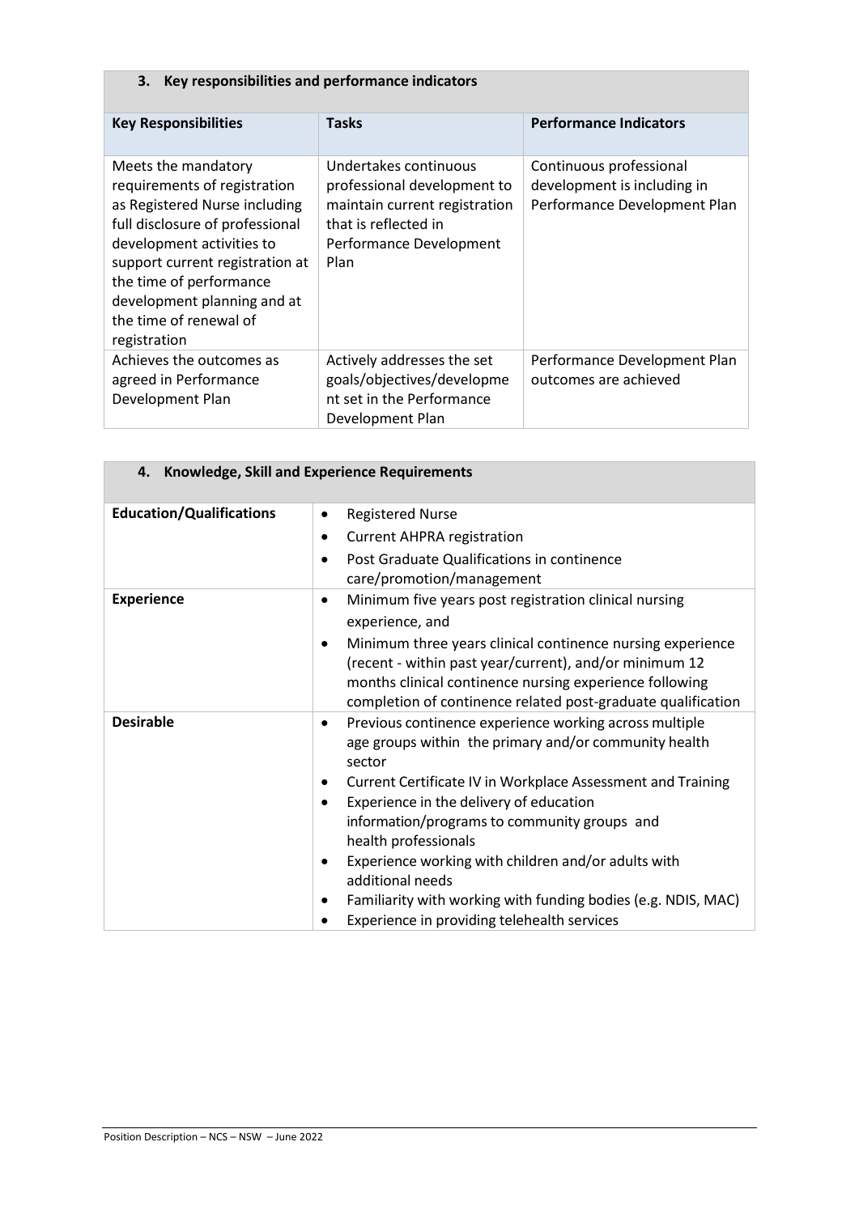## 3. Key responsibilities and performance indicators

| Key Responsibilities | Tasks | Performance Indicators |
| --- | --- | --- |
| Meets the mandatory requirements of registration as Registered Nurse including full disclosure of professional development activities to support current registration at the time of performance development planning and at the time of renewal of registration | Undertakes continuous professional development to maintain current registration that is reflected in Performance Development Plan | Continuous professional development is including in Performance Development Plan |
| Achieves the outcomes as agreed in Performance Development Plan | Actively addresses the set goals/objectives/development set in the Performance Development Plan | Performance Development Plan outcomes are achieved |

## 4. Knowledge, Skill and Experience Requirements

| | |
| --- | --- |
| **Education/Qualifications** | • Registered Nurse<br>• Current AHPRA registration<br>• Post Graduate Qualifications in continence care/promotion/management |
| **Experience** | • Minimum five years post registration clinical nursing experience, and<br>• Minimum three years clinical continence nursing experience (recent - within past year/current), and/or minimum 12 months clinical continence nursing experience following completion of continence related post-graduate qualification |
| **Desirable** | • Previous continence experience working across multiple age groups within the primary and/or community health sector<br>• Current Certificate IV in Workplace Assessment and Training<br>• Experience in the delivery of education information/programs to community groups and health professionals<br>• Experience working with children and/or adults with additional needs<br>• Familiarity with working with funding bodies (e.g. NDIS, MAC)<br>• Experience in providing telehealth services |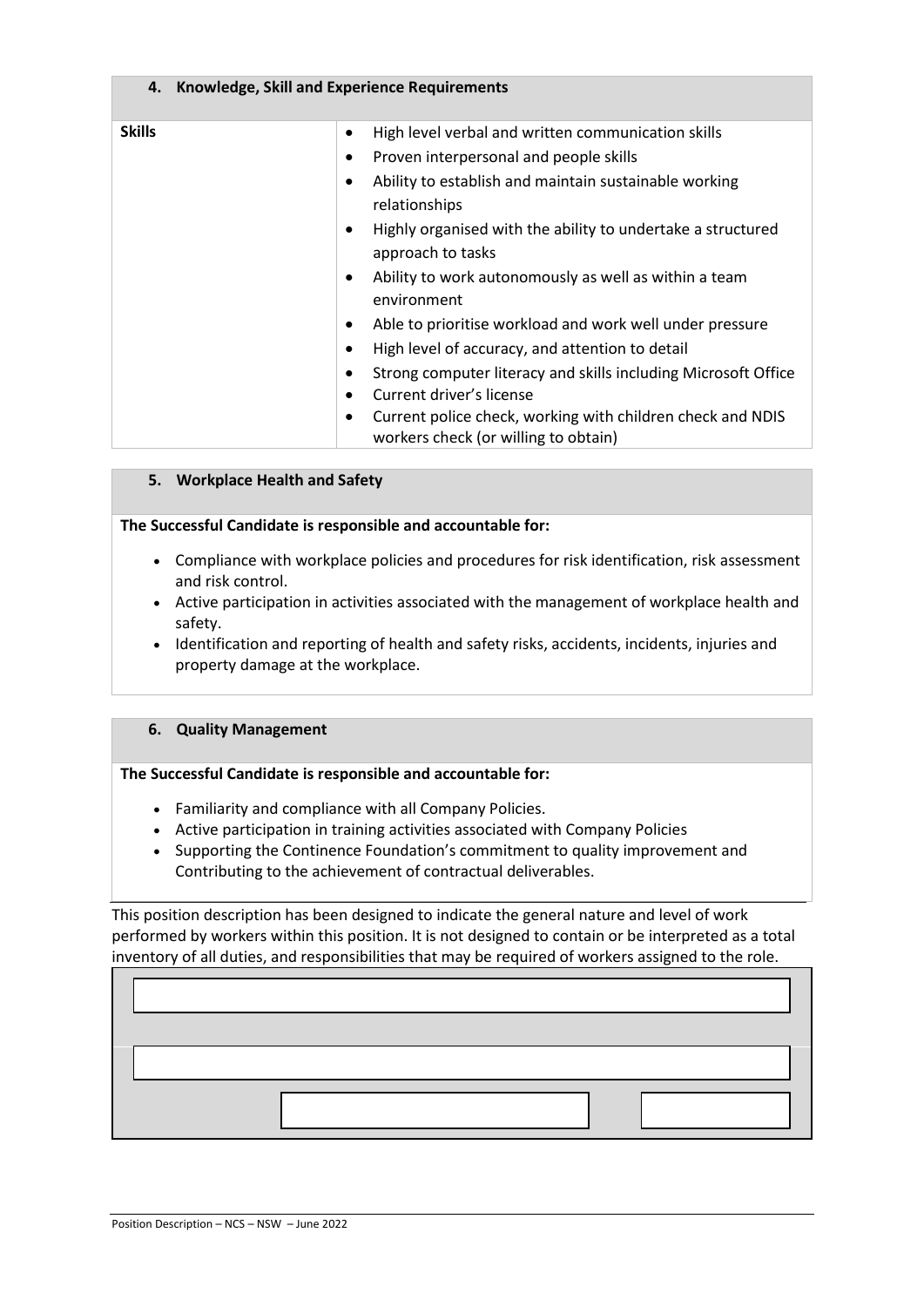## 4. Knowledge, Skill and Experience Requirements

| | |
|---|---|
| **Skills** | • High level verbal and written communication skills<br>• Proven interpersonal and people skills<br>• Ability to establish and maintain sustainable working relationships<br>• Highly organised with the ability to undertake a structured approach to tasks<br>• Ability to work autonomously as well as within a team environment<br>• Able to prioritise workload and work well under pressure<br>• High level of accuracy, and attention to detail<br>• Strong computer literacy and skills including Microsoft Office<br>• Current driver's license<br>• Current police check, working with children check and NDIS workers check (or willing to obtain) |

## 5. Workplace Health and Safety

**The Successful Candidate is responsible and accountable for:**

- Compliance with workplace policies and procedures for risk identification, risk assessment and risk control.
- Active participation in activities associated with the management of workplace health and safety.
- Identification and reporting of health and safety risks, accidents, incidents, injuries and property damage at the workplace.

## 6. Quality Management

**The Successful Candidate is responsible and accountable for:**

- Familiarity and compliance with all Company Policies.
- Active participation in training activities associated with Company Policies
- Supporting the Continence Foundation's commitment to quality improvement and Contributing to the achievement of contractual deliverables.

This position description has been designed to indicate the general nature and level of work performed by workers within this position. It is not designed to contain or be interpreted as a total inventory of all duties, and responsibilities that may be required of workers assigned to the role.